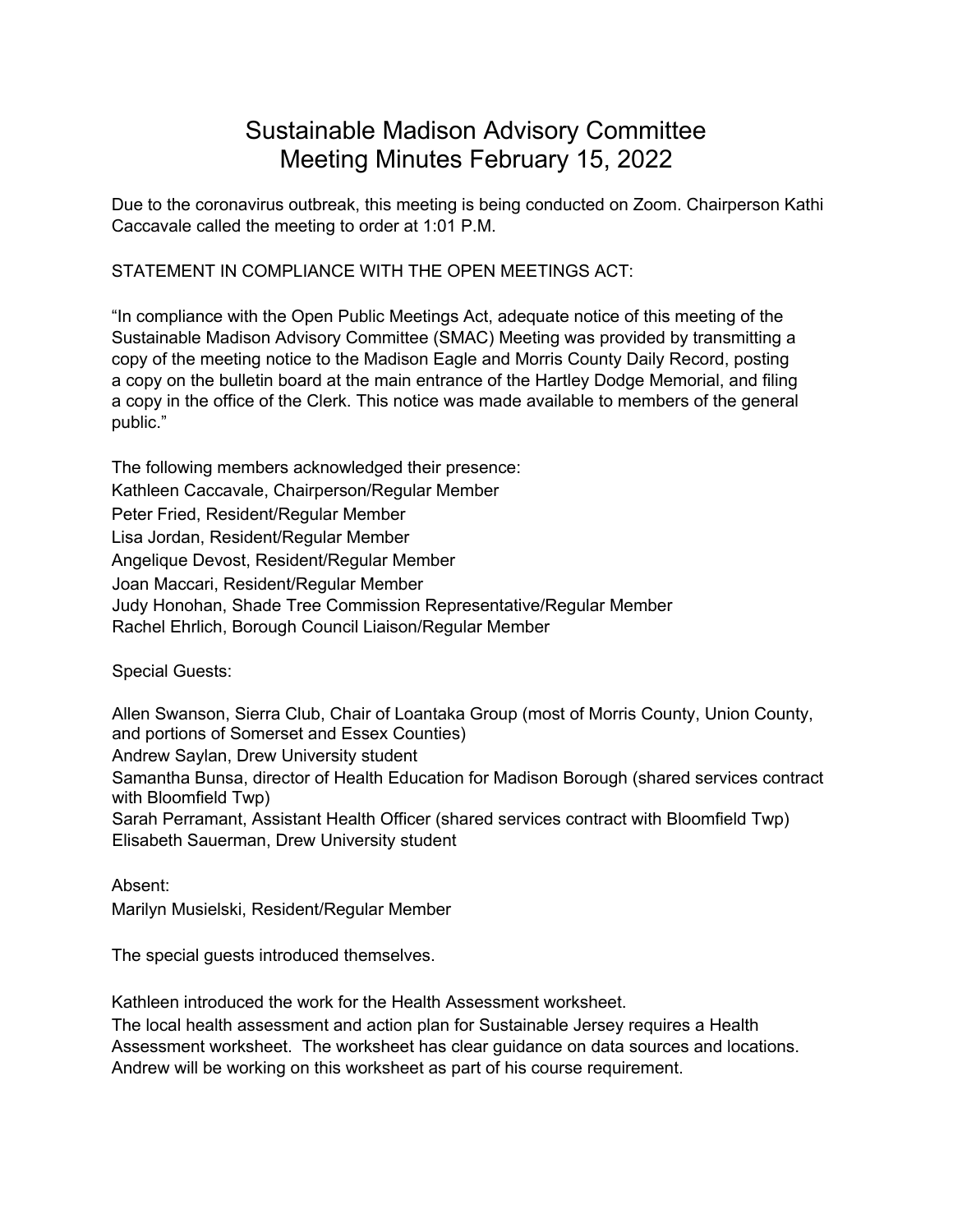# Sustainable Madison Advisory Committee
## Meeting Minutes February 15, 2022

Due to the coronavirus outbreak, this meeting is being conducted on Zoom. Chairperson Kathi Caccavale called the meeting to order at 1:01 P.M.

STATEMENT IN COMPLIANCE WITH THE OPEN MEETINGS ACT:

"In compliance with the Open Public Meetings Act, adequate notice of this meeting of the Sustainable Madison Advisory Committee (SMAC) Meeting was provided by transmitting a copy of the meeting notice to the Madison Eagle and Morris County Daily Record, posting a copy on the bulletin board at the main entrance of the Hartley Dodge Memorial, and filing a copy in the office of the Clerk. This notice was made available to members of the general public."

The following members acknowledged their presence:
Kathleen Caccavale, Chairperson/Regular Member
Peter Fried, Resident/Regular Member
Lisa Jordan, Resident/Regular Member
Angelique Devost, Resident/Regular Member
Joan Maccari, Resident/Regular Member
Judy Honohan, Shade Tree Commission Representative/Regular Member
Rachel Ehrlich, Borough Council Liaison/Regular Member

Special Guests:

Allen Swanson, Sierra Club, Chair of Loantaka Group (most of Morris County, Union County, and portions of Somerset and Essex Counties)
Andrew Saylan, Drew University student
Samantha Bunsa, director of Health Education for Madison Borough (shared services contract with Bloomfield Twp)
Sarah Perramant, Assistant Health Officer (shared services contract with Bloomfield Twp)
Elisabeth Sauerman, Drew University student

Absent:
Marilyn Musielski, Resident/Regular Member

The special guests introduced themselves.

Kathleen introduced the work for the Health Assessment worksheet.
The local health assessment and action plan for Sustainable Jersey requires a Health Assessment worksheet. The worksheet has clear guidance on data sources and locations. Andrew will be working on this worksheet as part of his course requirement.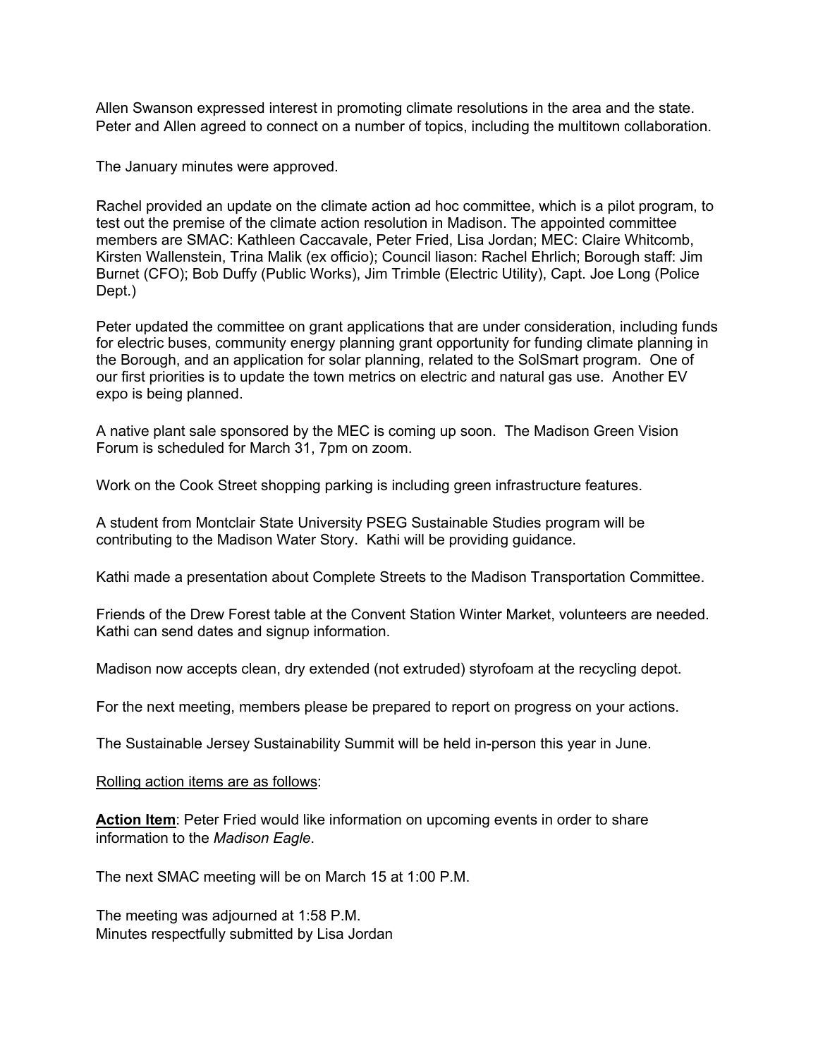Allen Swanson expressed interest in promoting climate resolutions in the area and the state. Peter and Allen agreed to connect on a number of topics, including the multitown collaboration.

The January minutes were approved.

Rachel provided an update on the climate action ad hoc committee, which is a pilot program, to test out the premise of the climate action resolution in Madison. The appointed committee members are SMAC: Kathleen Caccavale, Peter Fried, Lisa Jordan; MEC: Claire Whitcomb, Kirsten Wallenstein, Trina Malik (ex officio); Council liason: Rachel Ehrlich; Borough staff: Jim Burnet (CFO); Bob Duffy (Public Works), Jim Trimble (Electric Utility), Capt. Joe Long (Police Dept.)

Peter updated the committee on grant applications that are under consideration, including funds for electric buses, community energy planning grant opportunity for funding climate planning in the Borough, and an application for solar planning, related to the SolSmart program. One of our first priorities is to update the town metrics on electric and natural gas use. Another EV expo is being planned.

A native plant sale sponsored by the MEC is coming up soon. The Madison Green Vision Forum is scheduled for March 31, 7pm on zoom.

Work on the Cook Street shopping parking is including green infrastructure features.

A student from Montclair State University PSEG Sustainable Studies program will be contributing to the Madison Water Story. Kathi will be providing guidance.

Kathi made a presentation about Complete Streets to the Madison Transportation Committee.

Friends of the Drew Forest table at the Convent Station Winter Market, volunteers are needed. Kathi can send dates and signup information.

Madison now accepts clean, dry extended (not extruded) styrofoam at the recycling depot.

For the next meeting, members please be prepared to report on progress on your actions.

The Sustainable Jersey Sustainability Summit will be held in-person this year in June.

<u>Rolling action items are as follows</u>:

**<u>Action Item</u>**: Peter Fried would like information on upcoming events in order to share information to the *Madison Eagle*.

The next SMAC meeting will be on March 15 at 1:00 P.M.

The meeting was adjourned at 1:58 P.M.
Minutes respectfully submitted by Lisa Jordan